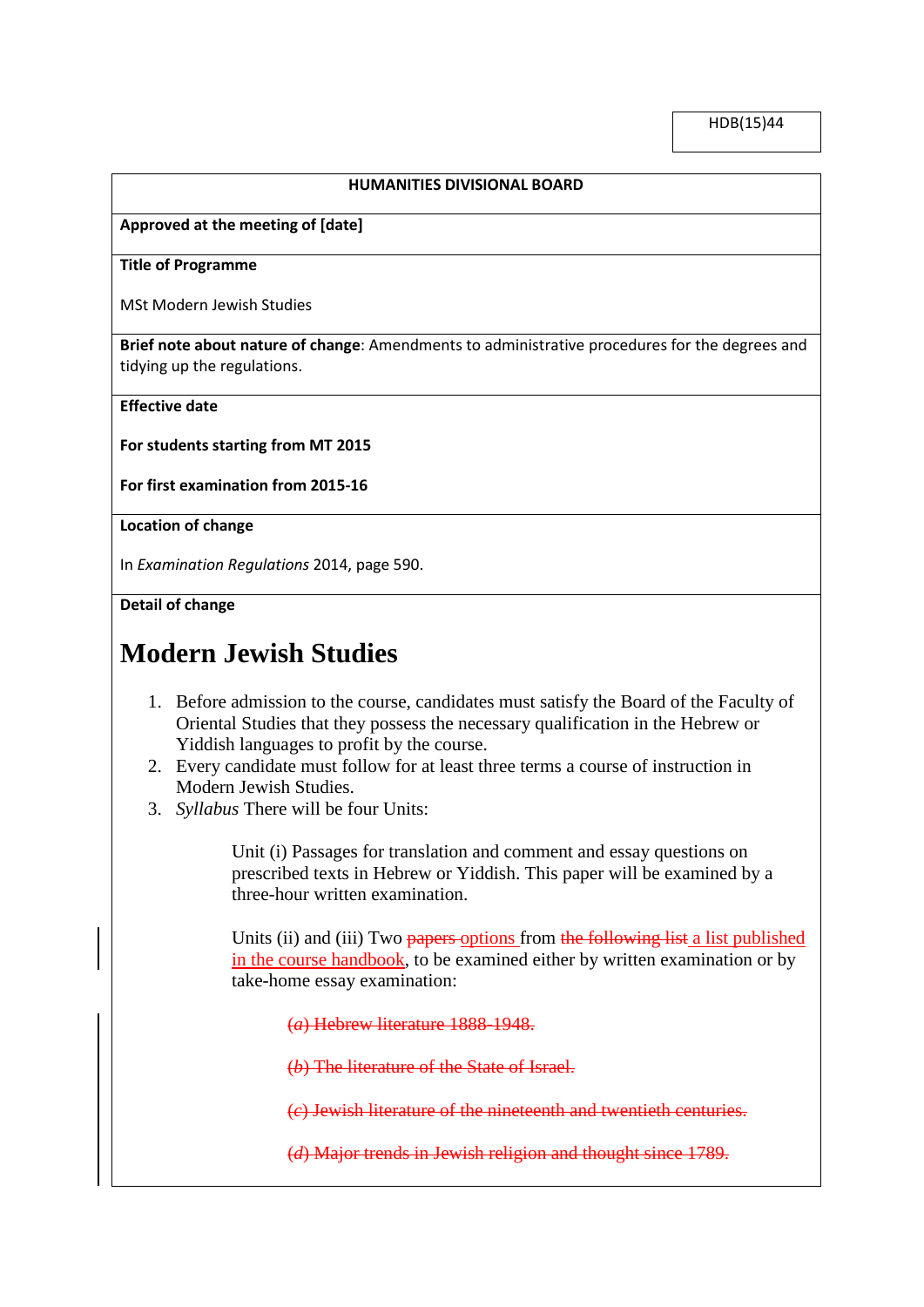HDB(15)44

**HUMANITIES DIVISIONAL BOARD**

**Approved at the meeting of [date]**

**Title of Programme**

MSt Modern Jewish Studies

**Brief note about nature of change**: Amendments to administrative procedures for the degrees and tidying up the regulations.

**Effective date**

**For students starting from MT 2015**

**For first examination from 2015-16**

**Location of change**

In *Examination Regulations* 2014, page 590.

**Detail of change**

# Modern Jewish Studies

1. Before admission to the course, candidates must satisfy the Board of the Faculty of Oriental Studies that they possess the necessary qualification in the Hebrew or Yiddish languages to profit by the course.
2. Every candidate must follow for at least three terms a course of instruction in Modern Jewish Studies.
3. *Syllabus* There will be four Units:

   Unit (i) Passages for translation and comment and essay questions on prescribed texts in Hebrew or Yiddish. This paper will be examined by a three-hour written examination.

   Units (ii) and (iii) Two ~~papers~~ options from ~~the following list~~ a list published in the course handbook, to be examined either by written examination or by take-home essay examination:

   ~~(*a*) Hebrew literature 1888-1948.~~

   ~~(*b*) The literature of the State of Israel.~~

   ~~(*c*) Jewish literature of the nineteenth and twentieth centuries.~~

   ~~(*d*) Major trends in Jewish religion and thought since 1789.~~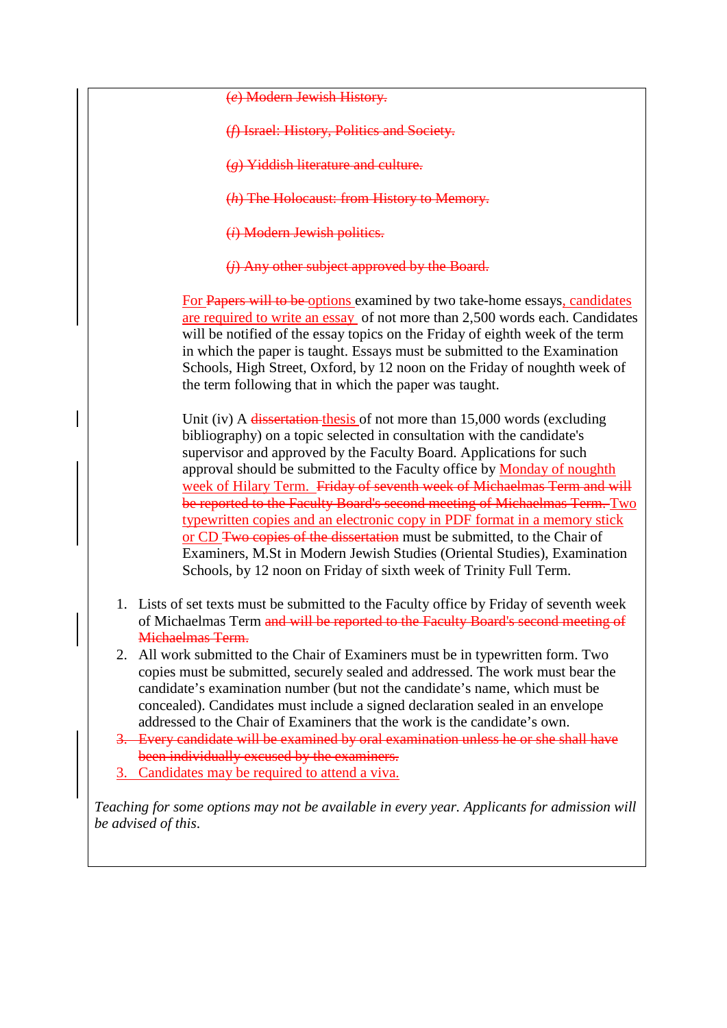~~(*e*) Modern Jewish History.~~

~~(*f*) Israel: History, Politics and Society.~~

~~(*g*) Yiddish literature and culture.~~

~~(*h*) The Holocaust: from History to Memory.~~

~~(*i*) Modern Jewish politics.~~

~~(*j*) Any other subject approved by the Board.~~

For ~~Papers will to be~~ options examined by two take-home essays, candidates are required to write an essay of not more than 2,500 words each. Candidates will be notified of the essay topics on the Friday of eighth week of the term in which the paper is taught. Essays must be submitted to the Examination Schools, High Street, Oxford, by 12 noon on the Friday of noughth week of the term following that in which the paper was taught.

Unit (iv) A ~~dissertation~~ thesis of not more than 15,000 words (excluding bibliography) on a topic selected in consultation with the candidate's supervisor and approved by the Faculty Board. Applications for such approval should be submitted to the Faculty office by Monday of noughth week of Hilary Term. ~~Friday of seventh week of Michaelmas Term and will be reported to the Faculty Board's second meeting of Michaelmas Term.~~ Two typewritten copies and an electronic copy in PDF format in a memory stick or CD ~~Two copies of the dissertation~~ must be submitted, to the Chair of Examiners, M.St in Modern Jewish Studies (Oriental Studies), Examination Schools, by 12 noon on Friday of sixth week of Trinity Full Term.

1. Lists of set texts must be submitted to the Faculty office by Friday of seventh week of Michaelmas Term ~~and will be reported to the Faculty Board's second meeting of Michaelmas Term.~~
2. All work submitted to the Chair of Examiners must be in typewritten form. Two copies must be submitted, securely sealed and addressed. The work must bear the candidate's examination number (but not the candidate's name, which must be concealed). Candidates must include a signed declaration sealed in an envelope addressed to the Chair of Examiners that the work is the candidate's own.
3. ~~Every candidate will be examined by oral examination unless he or she shall have been individually excused by the examiners.~~
3. Candidates may be required to attend a viva.

*Teaching for some options may not be available in every year. Applicants for admission will be advised of this.*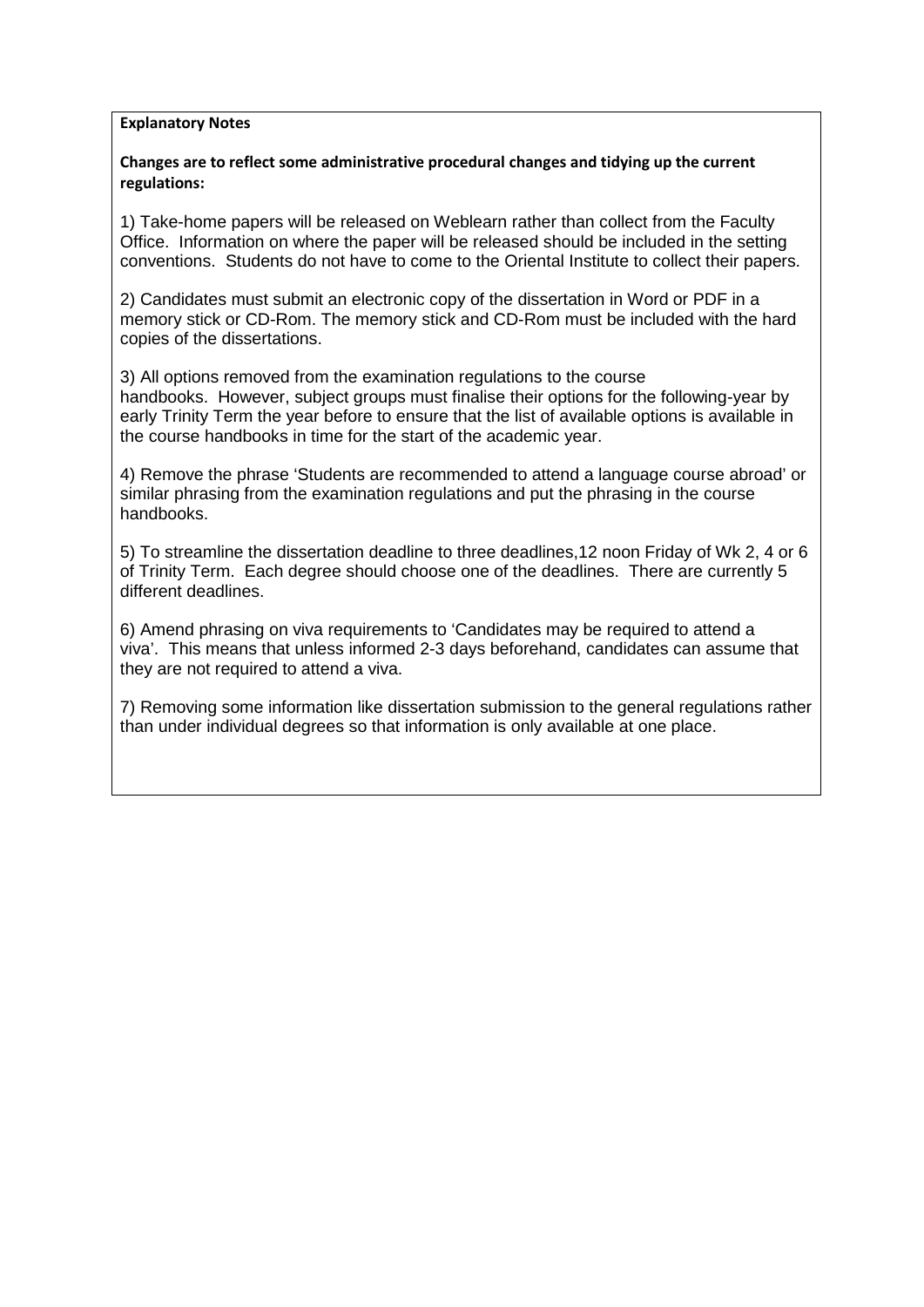**Explanatory Notes**

**Changes are to reflect some administrative procedural changes and tidying up the current regulations:**

1) Take-home papers will be released on Weblearn rather than collect from the Faculty Office. Information on where the paper will be released should be included in the setting conventions. Students do not have to come to the Oriental Institute to collect their papers.

2) Candidates must submit an electronic copy of the dissertation in Word or PDF in a memory stick or CD-Rom. The memory stick and CD-Rom must be included with the hard copies of the dissertations.

3) All options removed from the examination regulations to the course handbooks. However, subject groups must finalise their options for the following-year by early Trinity Term the year before to ensure that the list of available options is available in the course handbooks in time for the start of the academic year.

4) Remove the phrase 'Students are recommended to attend a language course abroad' or similar phrasing from the examination regulations and put the phrasing in the course handbooks.

5) To streamline the dissertation deadline to three deadlines,12 noon Friday of Wk 2, 4 or 6 of Trinity Term. Each degree should choose one of the deadlines. There are currently 5 different deadlines.

6) Amend phrasing on viva requirements to 'Candidates may be required to attend a viva'. This means that unless informed 2-3 days beforehand, candidates can assume that they are not required to attend a viva.

7) Removing some information like dissertation submission to the general regulations rather than under individual degrees so that information is only available at one place.